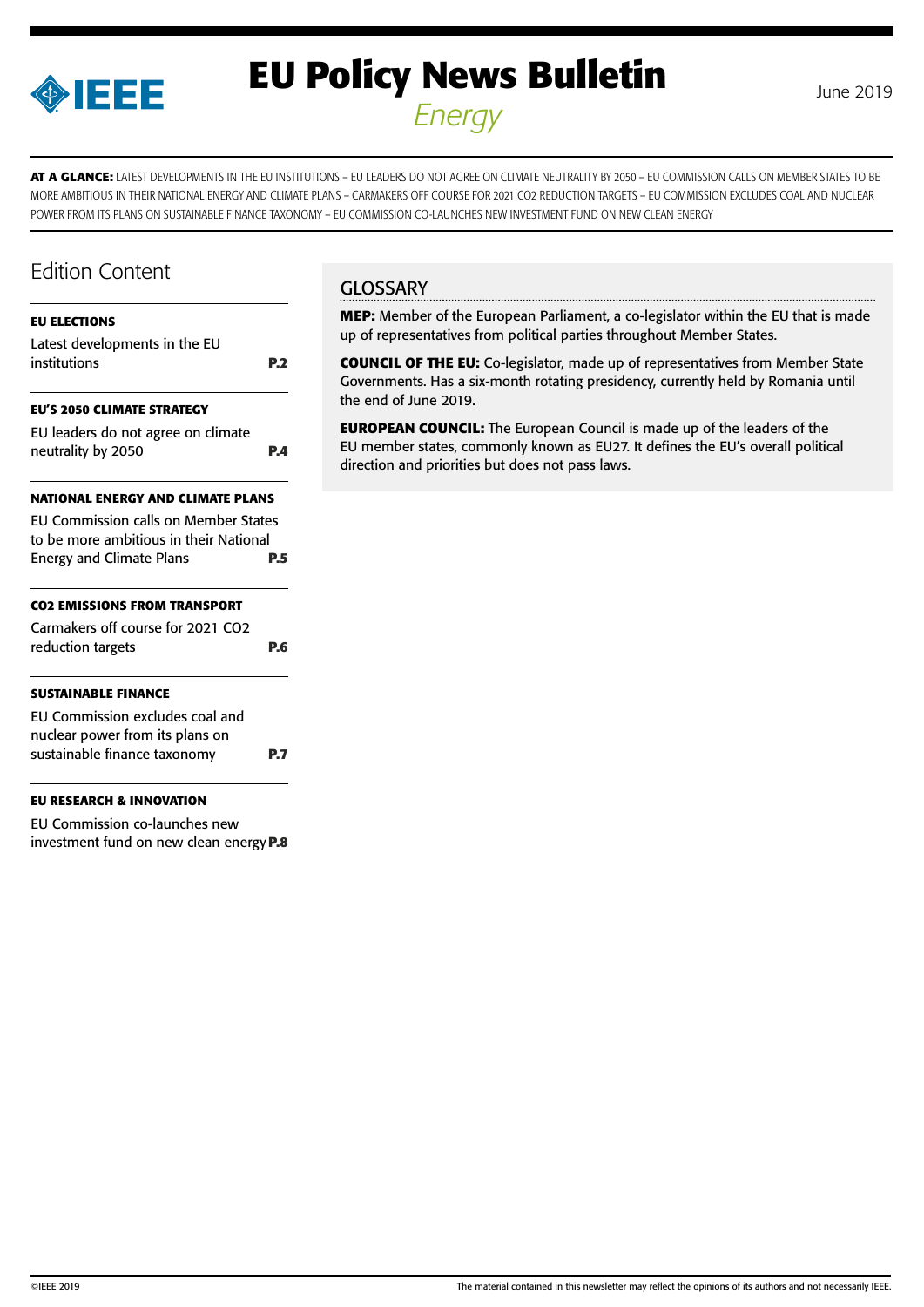# EU Policy News Bulletin

*Energy*

June 2019

**AT A GLANCE:** LATEST DEVELOPMENTS IN THE EU INSTITUTIONS – EU LEADERS DO NOT AGREE ON CLIMATE NEUTRALITY BY 2050 – EU COMMISSION CALLS ON MEMBER STATES TO BE MORE AMBITIOUS IN THEIR NATIONAL ENERGY AND CLIMATE PLANS – CARMAKERS OFF COURSE FOR 2021 CO2 REDUCTION TARGETS – EU COMMISSION EXCLUDES COAL AND NUCLEAR POWER FROM ITS PLANS ON SUSTAINABLE FINANCE TAXONOMY – EU COMMISSION CO-LAUNCHES NEW INVESTMENT FUND ON NEW CLEAN ENERGY

## Edition Content

**EU ELECTIONS**

Latest developments in the EU institutions **P.2**

**EU'S 2050 CLIMATE STRATEGY**

EU leaders do not agree on climate neutrality by 2050 **P.4**

**NATIONAL ENERGY AND CLIMATE PLANS**

EU Commission calls on Member States to be more ambitious in their National Energy and Climate Plans **P.5**

**CO2 EMISSIONS FROM TRANSPORT**

Carmakers off course for 2021 CO2 reduction targets **P.6**

**SUSTAINABLE FINANCE**

EU Commission excludes coal and nuclear power from its plans on sustainable finance taxonomy **P.7**

**EU RESEARCH & INNOVATION**

EU Commission co-launches new investment fund on new clean energy **P.8**

## GLOSSARY

**MEP:** Member of the European Parliament, a co-legislator within the EU that is made up of representatives from political parties throughout Member States.

**COUNCIL OF THE EU:** Co-legislator, made up of representatives from Member State Governments. Has a six-month rotating presidency, currently held by Romania until the end of June 2019.

**EUROPEAN COUNCIL:** The European Council is made up of the leaders of the EU member states, commonly known as EU27. It defines the EU's overall political direction and priorities but does not pass laws.

©IEEE 2019

The material contained in this newsletter may reflect the opinions of its authors and not necessarily IEEE.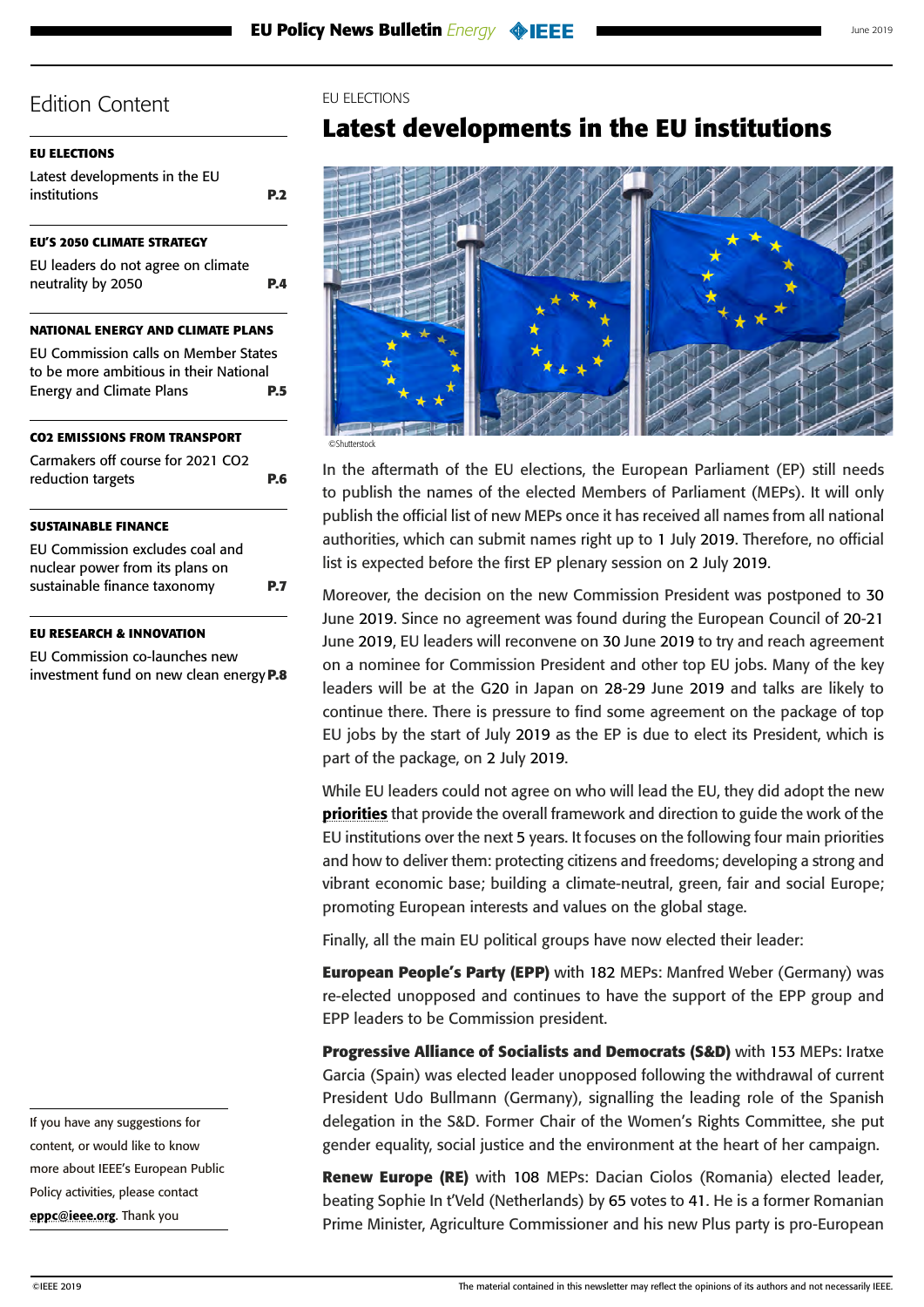# Edition Content

**EU ELECTIONS**
Latest developments in the EU institutions **P.2**

**EU'S 2050 CLIMATE STRATEGY**
EU leaders do not agree on climate neutrality by 2050 **P.4**

**NATIONAL ENERGY AND CLIMATE PLANS**
EU Commission calls on Member States to be more ambitious in their National Energy and Climate Plans **P.5**

**CO2 EMISSIONS FROM TRANSPORT**
Carmakers off course for 2021 CO2 reduction targets **P.6**

**SUSTAINABLE FINANCE**
EU Commission excludes coal and nuclear power from its plans on sustainable finance taxonomy **P.7**

**EU RESEARCH & INNOVATION**
EU Commission co-launches new investment fund on new clean energy **P.8**

If you have any suggestions for content, or would like to know more about IEEE's European Public Policy activities, please contact **eppc@ieee.org**. Thank you

EU ELECTIONS

# Latest developments in the EU institutions

©Shutterstock

In the aftermath of the EU elections, the European Parliament (EP) still needs to publish the names of the elected Members of Parliament (MEPs). It will only publish the official list of new MEPs once it has received all names from all national authorities, which can submit names right up to 1 July 2019. Therefore, no official list is expected before the first EP plenary session on 2 July 2019.

Moreover, the decision on the new Commission President was postponed to 30 June 2019. Since no agreement was found during the European Council of 20-21 June 2019, EU leaders will reconvene on 30 June 2019 to try and reach agreement on a nominee for Commission President and other top EU jobs. Many of the key leaders will be at the G20 in Japan on 28-29 June 2019 and talks are likely to continue there. There is pressure to find some agreement on the package of top EU jobs by the start of July 2019 as the EP is due to elect its President, which is part of the package, on 2 July 2019.

While EU leaders could not agree on who will lead the EU, they did adopt the new **priorities** that provide the overall framework and direction to guide the work of the EU institutions over the next 5 years. It focuses on the following four main priorities and how to deliver them: protecting citizens and freedoms; developing a strong and vibrant economic base; building a climate-neutral, green, fair and social Europe; promoting European interests and values on the global stage.

Finally, all the main EU political groups have now elected their leader:

**European People's Party (EPP)** with 182 MEPs: Manfred Weber (Germany) was re-elected unopposed and continues to have the support of the EPP group and EPP leaders to be Commission president.

**Progressive Alliance of Socialists and Democrats (S&D)** with 153 MEPs: Iratxe Garcia (Spain) was elected leader unopposed following the withdrawal of current President Udo Bullmann (Germany), signalling the leading role of the Spanish delegation in the S&D. Former Chair of the Women's Rights Committee, she put gender equality, social justice and the environment at the heart of her campaign.

**Renew Europe (RE)** with 108 MEPs: Dacian Ciolos (Romania) elected leader, beating Sophie In t'Veld (Netherlands) by 65 votes to 41. He is a former Romanian Prime Minister, Agriculture Commissioner and his new Plus party is pro-European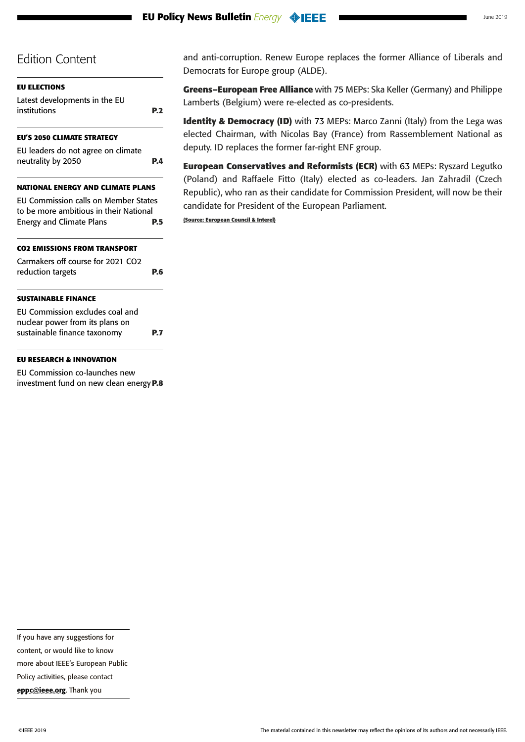## Edition Content

**EU ELECTIONS**

Latest developments in the EU institutions **P.2**

**EU'S 2050 CLIMATE STRATEGY**

EU leaders do not agree on climate neutrality by 2050 **P.4**

**NATIONAL ENERGY AND CLIMATE PLANS**

EU Commission calls on Member States to be more ambitious in their National Energy and Climate Plans **P.5**

**CO2 EMISSIONS FROM TRANSPORT**

Carmakers off course for 2021 CO2 reduction targets **P.6**

**SUSTAINABLE FINANCE**

EU Commission excludes coal and nuclear power from its plans on sustainable finance taxonomy **P.7**

**EU RESEARCH & INNOVATION**

EU Commission co-launches new investment fund on new clean energy **P.8**

If you have any suggestions for content, or would like to know more about IEEE's European Public Policy activities, please contact **eppc@ieee.org**. Thank you

and anti-corruption. Renew Europe replaces the former Alliance of Liberals and Democrats for Europe group (ALDE).

**Greens–European Free Alliance** with 75 MEPs: Ska Keller (Germany) and Philippe Lamberts (Belgium) were re-elected as co-presidents.

**Identity & Democracy (ID)** with 73 MEPs: Marco Zanni (Italy) from the Lega was elected Chairman, with Nicolas Bay (France) from Rassemblement National as deputy. ID replaces the former far-right ENF group.

**European Conservatives and Reformists (ECR)** with 63 MEPs: Ryszard Legutko (Poland) and Raffaele Fitto (Italy) elected as co-leaders. Jan Zahradil (Czech Republic), who ran as their candidate for Commission President, will now be their candidate for President of the European Parliament.

**(Source: European Council & Interel)**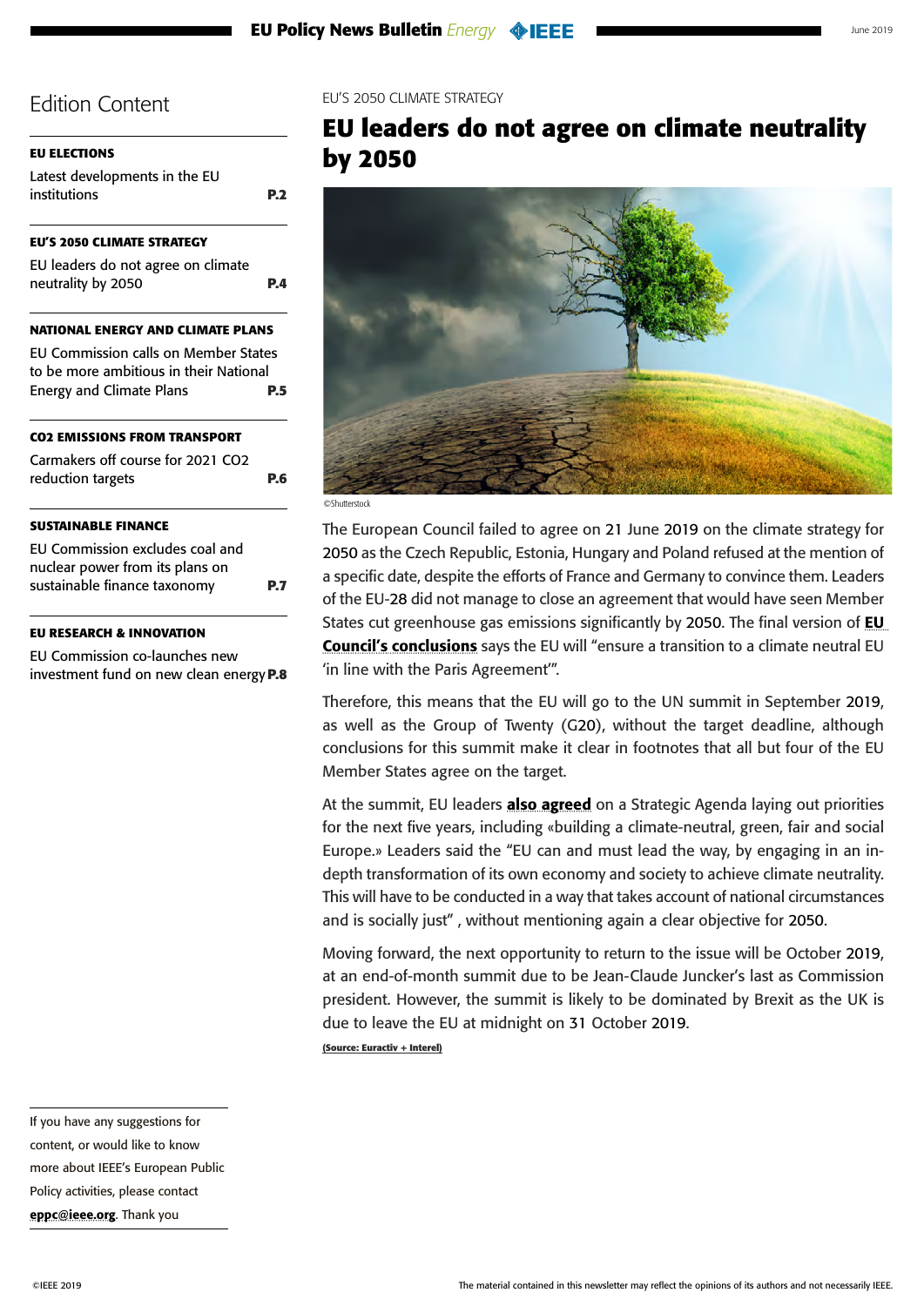## Edition Content

**EU ELECTIONS**
Latest developments in the EU institutions **P.2**

**EU'S 2050 CLIMATE STRATEGY**
EU leaders do not agree on climate neutrality by 2050 **P.4**

**NATIONAL ENERGY AND CLIMATE PLANS**
EU Commission calls on Member States to be more ambitious in their National Energy and Climate Plans **P.5**

**CO2 EMISSIONS FROM TRANSPORT**
Carmakers off course for 2021 CO2 reduction targets **P.6**

**SUSTAINABLE FINANCE**
EU Commission excludes coal and nuclear power from its plans on sustainable finance taxonomy **P.7**

**EU RESEARCH & INNOVATION**
EU Commission co-launches new investment fund on new clean energy **P.8**

If you have any suggestions for content, or would like to know more about IEEE's European Public Policy activities, please contact **eppc@ieee.org**. Thank you

EU'S 2050 CLIMATE STRATEGY

# EU leaders do not agree on climate neutrality by 2050

©Shutterstock

The European Council failed to agree on 21 June 2019 on the climate strategy for 2050 as the Czech Republic, Estonia, Hungary and Poland refused at the mention of a specific date, despite the efforts of France and Germany to convince them. Leaders of the EU-28 did not manage to close an agreement that would have seen Member States cut greenhouse gas emissions significantly by 2050. The final version of **EU Council's conclusions** says the EU will "ensure a transition to a climate neutral EU 'in line with the Paris Agreement'".

Therefore, this means that the EU will go to the UN summit in September 2019, as well as the Group of Twenty (G20), without the target deadline, although conclusions for this summit make it clear in footnotes that all but four of the EU Member States agree on the target.

At the summit, EU leaders **also agreed** on a Strategic Agenda laying out priorities for the next five years, including «building a climate-neutral, green, fair and social Europe.» Leaders said the "EU can and must lead the way, by engaging in an in-depth transformation of its own economy and society to achieve climate neutrality. This will have to be conducted in a way that takes account of national circumstances and is socially just" , without mentioning again a clear objective for 2050.

Moving forward, the next opportunity to return to the issue will be October 2019, at an end-of-month summit due to be Jean-Claude Juncker's last as Commission president. However, the summit is likely to be dominated by Brexit as the UK is due to leave the EU at midnight on 31 October 2019.

**(Source: Euractiv + Interel)**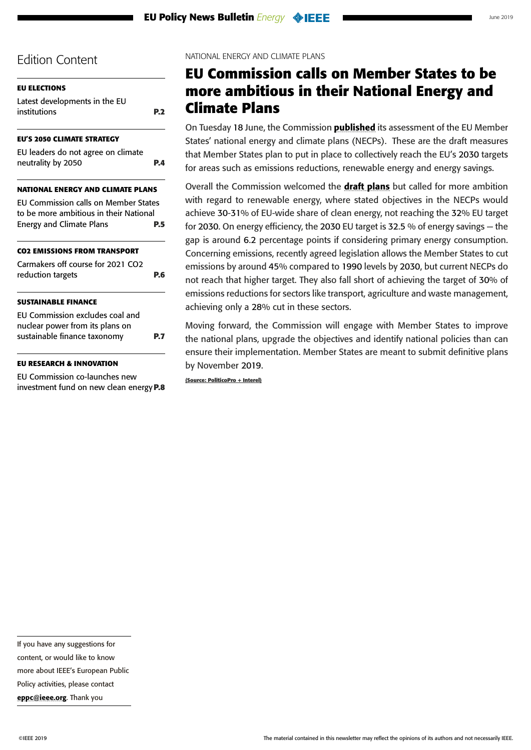## Edition Content

**EU ELECTIONS**

Latest developments in the EU institutions **P.2**

**EU'S 2050 CLIMATE STRATEGY**

EU leaders do not agree on climate neutrality by 2050 **P.4**

**NATIONAL ENERGY AND CLIMATE PLANS**

EU Commission calls on Member States to be more ambitious in their National Energy and Climate Plans **P.5**

**CO2 EMISSIONS FROM TRANSPORT**

Carmakers off course for 2021 CO2 reduction targets **P.6**

**SUSTAINABLE FINANCE**

EU Commission excludes coal and nuclear power from its plans on sustainable finance taxonomy **P.7**

**EU RESEARCH & INNOVATION**

EU Commission co-launches new investment fund on new clean energy **P.8**

NATIONAL ENERGY AND CLIMATE PLANS

# EU Commission calls on Member States to be more ambitious in their National Energy and Climate Plans

On Tuesday 18 June, the Commission **published** its assessment of the EU Member States' national energy and climate plans (NECPs). These are the draft measures that Member States plan to put in place to collectively reach the EU's 2030 targets for areas such as emissions reductions, renewable energy and energy savings.

Overall the Commission welcomed the **draft plans** but called for more ambition with regard to renewable energy, where stated objectives in the NECPs would achieve 30-31% of EU-wide share of clean energy, not reaching the 32% EU target for 2030. On energy efficiency, the 2030 EU target is 32.5 % of energy savings – the gap is around 6.2 percentage points if considering primary energy consumption. Concerning emissions, recently agreed legislation allows the Member States to cut emissions by around 45% compared to 1990 levels by 2030, but current NECPs do not reach that higher target. They also fall short of achieving the target of 30% of emissions reductions for sectors like transport, agriculture and waste management, achieving only a 28% cut in these sectors.

Moving forward, the Commission will engage with Member States to improve the national plans, upgrade the objectives and identify national policies than can ensure their implementation. Member States are meant to submit definitive plans by November 2019.

**(Source: PoliticoPro + Interel)**

If you have any suggestions for content, or would like to know more about IEEE's European Public Policy activities, please contact **eppc@ieee.org**. Thank you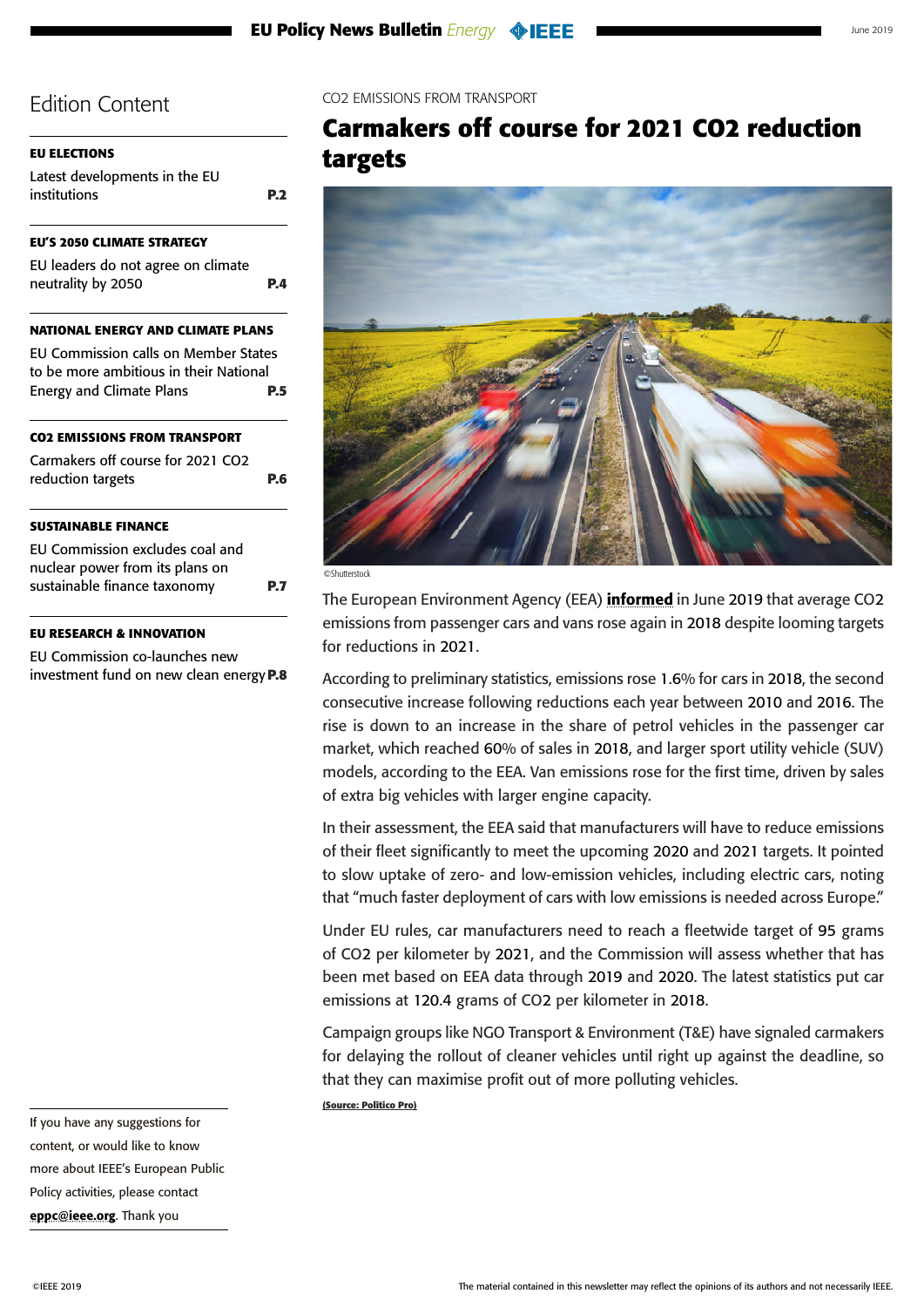# Edition Content

**EU ELECTIONS**

Latest developments in the EU institutions **P.2**

**EU'S 2050 CLIMATE STRATEGY**

EU leaders do not agree on climate neutrality by 2050 **P.4**

**NATIONAL ENERGY AND CLIMATE PLANS**

EU Commission calls on Member States to be more ambitious in their National Energy and Climate Plans **P.5**

**CO2 EMISSIONS FROM TRANSPORT**

Carmakers off course for 2021 CO2 reduction targets **P.6**

**SUSTAINABLE FINANCE**

EU Commission excludes coal and nuclear power from its plans on sustainable finance taxonomy **P.7**

**EU RESEARCH & INNOVATION**

EU Commission co-launches new investment fund on new clean energy **P.8**

If you have any suggestions for content, or would like to know more about IEEE's European Public Policy activities, please contact **eppc@ieee.org**. Thank you

CO2 EMISSIONS FROM TRANSPORT

## Carmakers off course for 2021 CO2 reduction targets

©Shutterstock

The European Environment Agency (EEA) **informed** in June 2019 that average $CO_2$ emissions from passenger cars and vans rose again in 2018 despite looming targets for reductions in 2021.

According to preliminary statistics, emissions rose 1.6% for cars in 2018, the second consecutive increase following reductions each year between 2010 and 2016. The rise is down to an increase in the share of petrol vehicles in the passenger car market, which reached 60% of sales in 2018, and larger sport utility vehicle (SUV) models, according to the EEA. Van emissions rose for the first time, driven by sales of extra big vehicles with larger engine capacity.

In their assessment, the EEA said that manufacturers will have to reduce emissions of their fleet significantly to meet the upcoming 2020 and 2021 targets. It pointed to slow uptake of zero- and low-emission vehicles, including electric cars, noting that "much faster deployment of cars with low emissions is needed across Europe."

Under EU rules, car manufacturers need to reach a fleetwide target of 95 grams of $CO_2$ per kilometer by 2021, and the Commission will assess whether that has been met based on EEA data through 2019 and 2020. The latest statistics put car emissions at 120.4 grams of $CO_2$ per kilometer in 2018.

Campaign groups like NGO Transport & Environment (T&E) have signaled carmakers for delaying the rollout of cleaner vehicles until right up against the deadline, so that they can maximise profit out of more polluting vehicles.

**(Source: Politico Pro)**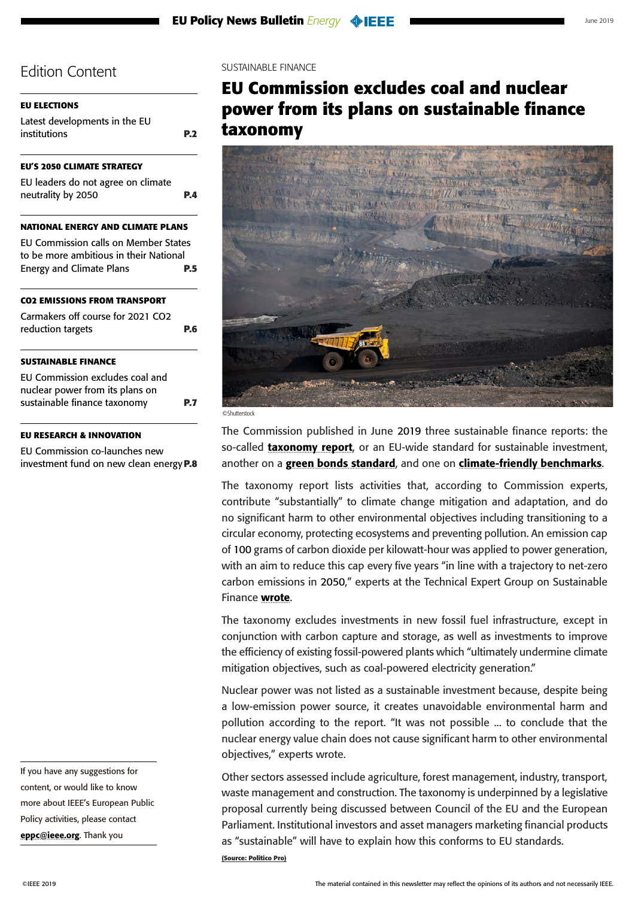## Edition Content

**EU ELECTIONS**

Latest developments in the EU institutions **P.2**

**EU'S 2050 CLIMATE STRATEGY**

EU leaders do not agree on climate neutrality by 2050 **P.4**

**NATIONAL ENERGY AND CLIMATE PLANS**

EU Commission calls on Member States to be more ambitious in their National Energy and Climate Plans **P.5**

**CO2 EMISSIONS FROM TRANSPORT**

Carmakers off course for 2021 CO2 reduction targets **P.6**

**SUSTAINABLE FINANCE**

EU Commission excludes coal and nuclear power from its plans on sustainable finance taxonomy **P.7**

**EU RESEARCH & INNOVATION**

EU Commission co-launches new investment fund on new clean energy **P.8**

If you have any suggestions for content, or would like to know more about IEEE's European Public Policy activities, please contact **eppc@ieee.org**. Thank you

SUSTAINABLE FINANCE

# EU Commission excludes coal and nuclear power from its plans on sustainable finance taxonomy

©Shutterstock

The Commission published in June 2019 three sustainable finance reports: the so-called **taxonomy report**, or an EU-wide standard for sustainable investment, another on a **green bonds standard**, and one on **climate-friendly benchmarks**.

The taxonomy report lists activities that, according to Commission experts, contribute "substantially" to climate change mitigation and adaptation, and do no significant harm to other environmental objectives including transitioning to a circular economy, protecting ecosystems and preventing pollution. An emission cap of 100 grams of carbon dioxide per kilowatt-hour was applied to power generation, with an aim to reduce this cap every five years "in line with a trajectory to net-zero carbon emissions in 2050," experts at the Technical Expert Group on Sustainable Finance **wrote**.

The taxonomy excludes investments in new fossil fuel infrastructure, except in conjunction with carbon capture and storage, as well as investments to improve the efficiency of existing fossil-powered plants which "ultimately undermine climate mitigation objectives, such as coal-powered electricity generation."

Nuclear power was not listed as a sustainable investment because, despite being a low-emission power source, it creates unavoidable environmental harm and pollution according to the report. "It was not possible ... to conclude that the nuclear energy value chain does not cause significant harm to other environmental objectives," experts wrote.

Other sectors assessed include agriculture, forest management, industry, transport, waste management and construction. The taxonomy is underpinned by a legislative proposal currently being discussed between Council of the EU and the European Parliament. Institutional investors and asset managers marketing financial products as "sustainable" will have to explain how this conforms to EU standards.

**(Source: Politico Pro)**

The material contained in this newsletter may reflect the opinions of its authors and not necessarily IEEE.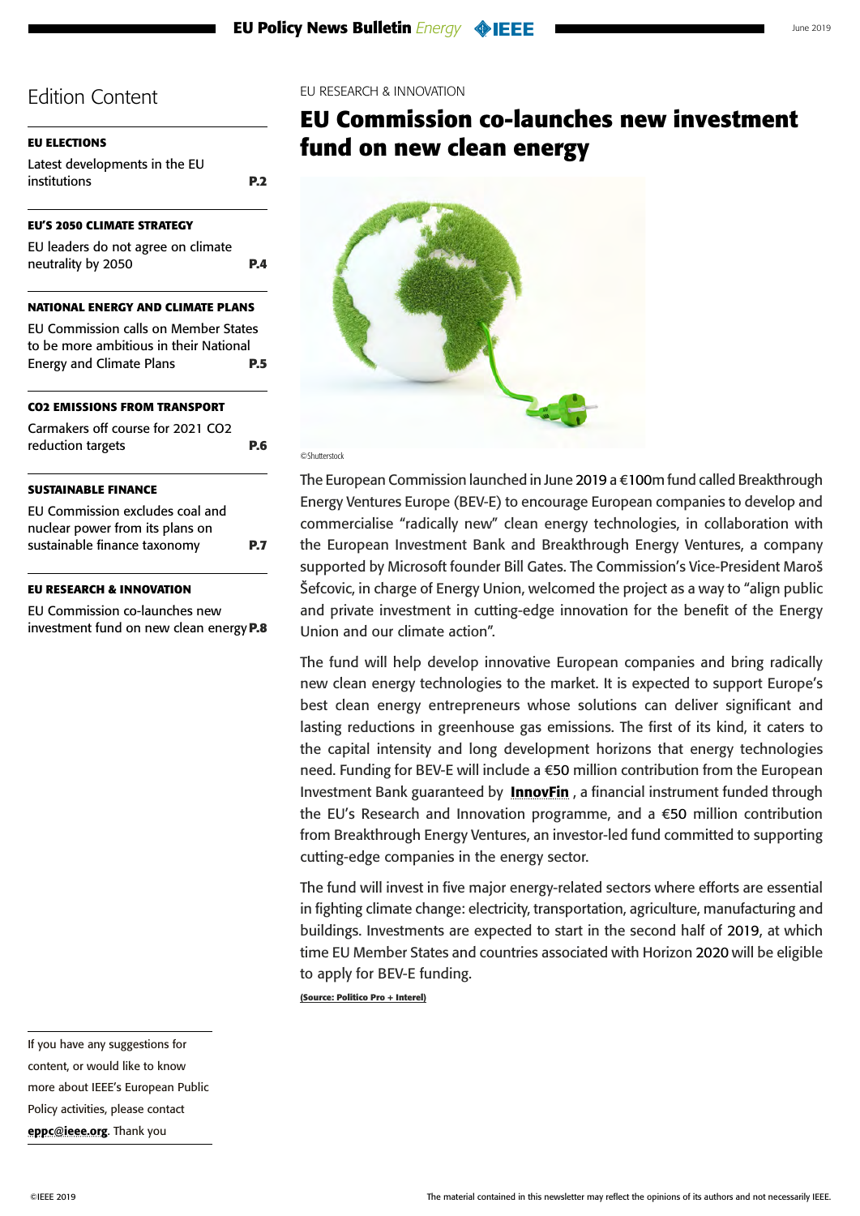## Edition Content

**EU ELECTIONS**

Latest developments in the EU institutions **P.2**

**EU'S 2050 CLIMATE STRATEGY**

EU leaders do not agree on climate neutrality by 2050 **P.4**

**NATIONAL ENERGY AND CLIMATE PLANS**

EU Commission calls on Member States to be more ambitious in their National Energy and Climate Plans **P.5**

**CO2 EMISSIONS FROM TRANSPORT**

Carmakers off course for 2021 CO2 reduction targets **P.6**

**SUSTAINABLE FINANCE**

EU Commission excludes coal and nuclear power from its plans on sustainable finance taxonomy **P.7**

**EU RESEARCH & INNOVATION**

EU Commission co-launches new investment fund on new clean energy **P.8**

If you have any suggestions for content, or would like to know more about IEEE's European Public Policy activities, please contact **eppc@ieee.org**. Thank you

EU RESEARCH & INNOVATION

# EU Commission co-launches new investment fund on new clean energy

©Shutterstock

The European Commission launched in June 2019 a €100m fund called Breakthrough Energy Ventures Europe (BEV-E) to encourage European companies to develop and commercialise "radically new" clean energy technologies, in collaboration with the European Investment Bank and Breakthrough Energy Ventures, a company supported by Microsoft founder Bill Gates. The Commission's Vice-President Maroš Šefcovic, in charge of Energy Union, welcomed the project as a way to "align public and private investment in cutting-edge innovation for the benefit of the Energy Union and our climate action".

The fund will help develop innovative European companies and bring radically new clean energy technologies to the market. It is expected to support Europe's best clean energy entrepreneurs whose solutions can deliver significant and lasting reductions in greenhouse gas emissions. The first of its kind, it caters to the capital intensity and long development horizons that energy technologies need. Funding for BEV-E will include a €50 million contribution from the European Investment Bank guaranteed by **InnovFin** , a financial instrument funded through the EU's Research and Innovation programme, and a €50 million contribution from Breakthrough Energy Ventures, an investor-led fund committed to supporting cutting-edge companies in the energy sector.

The fund will invest in five major energy-related sectors where efforts are essential in fighting climate change: electricity, transportation, agriculture, manufacturing and buildings. Investments are expected to start in the second half of 2019, at which time EU Member States and countries associated with Horizon 2020 will be eligible to apply for BEV-E funding.

**(Source: Politico Pro + Interel)**

©IEEE 2019

The material contained in this newsletter may reflect the opinions of its authors and not necessarily IEEE.